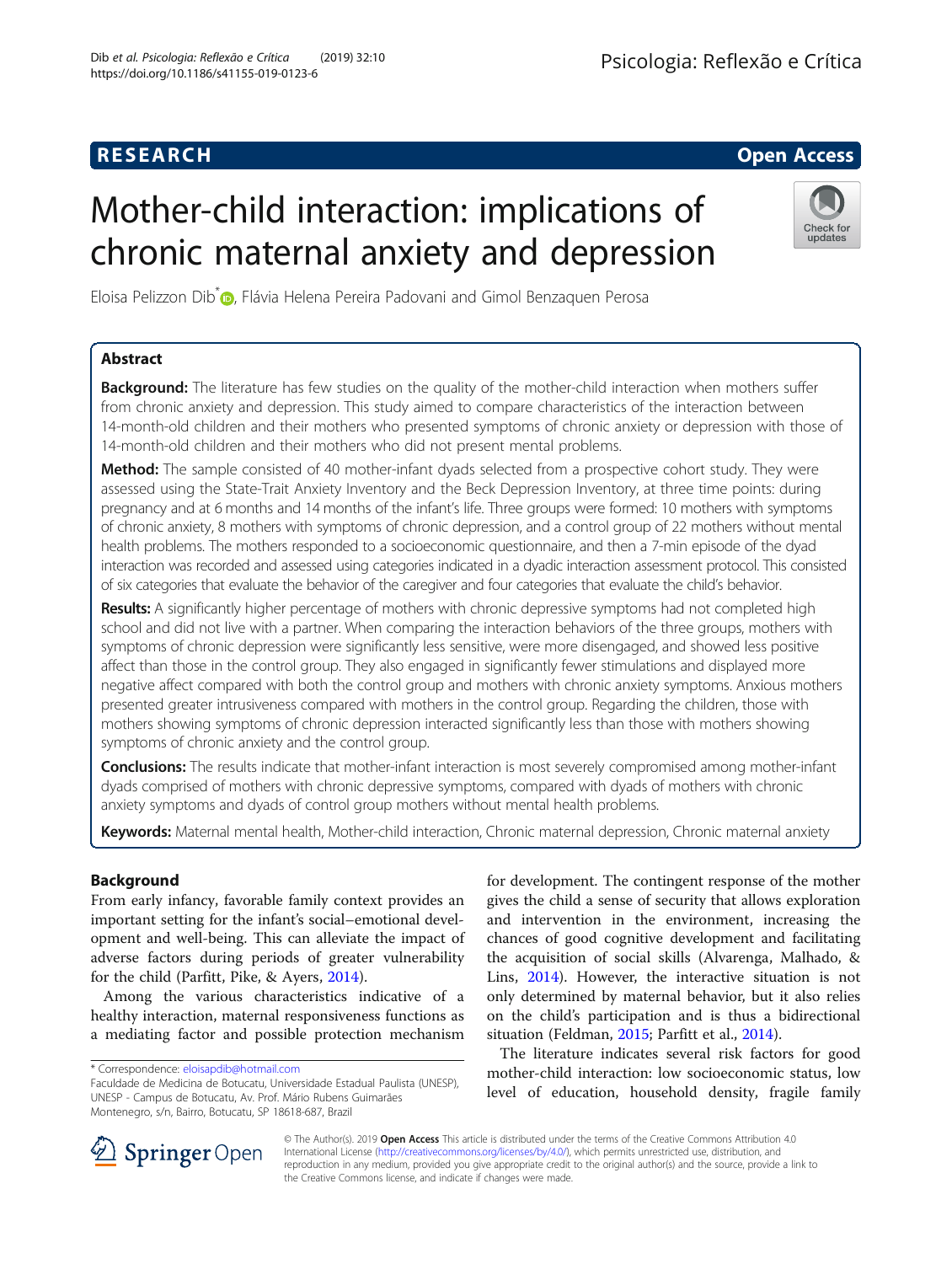RESEARCH

Open Access

# Mother-child interaction: implications of chronic maternal anxiety and depression

Eloisa Pelizzon Dib*, Flávia Helena Pereira Padovani and Gimol Benzaquen Perosa

## Abstract

**Background:** The literature has few studies on the quality of the mother-child interaction when mothers suffer from chronic anxiety and depression. This study aimed to compare characteristics of the interaction between 14-month-old children and their mothers who presented symptoms of chronic anxiety or depression with those of 14-month-old children and their mothers who did not present mental problems.

**Method:** The sample consisted of 40 mother-infant dyads selected from a prospective cohort study. They were assessed using the State-Trait Anxiety Inventory and the Beck Depression Inventory, at three time points: during pregnancy and at 6 months and 14 months of the infant's life. Three groups were formed: 10 mothers with symptoms of chronic anxiety, 8 mothers with symptoms of chronic depression, and a control group of 22 mothers without mental health problems. The mothers responded to a socioeconomic questionnaire, and then a 7-min episode of the dyad interaction was recorded and assessed using categories indicated in a dyadic interaction assessment protocol. This consisted of six categories that evaluate the behavior of the caregiver and four categories that evaluate the child's behavior.

**Results:** A significantly higher percentage of mothers with chronic depressive symptoms had not completed high school and did not live with a partner. When comparing the interaction behaviors of the three groups, mothers with symptoms of chronic depression were significantly less sensitive, were more disengaged, and showed less positive affect than those in the control group. They also engaged in significantly fewer stimulations and displayed more negative affect compared with both the control group and mothers with chronic anxiety symptoms. Anxious mothers presented greater intrusiveness compared with mothers in the control group. Regarding the children, those with mothers showing symptoms of chronic depression interacted significantly less than those with mothers showing symptoms of chronic anxiety and the control group.

**Conclusions:** The results indicate that mother-infant interaction is most severely compromised among mother-infant dyads comprised of mothers with chronic depressive symptoms, compared with dyads of mothers with chronic anxiety symptoms and dyads of control group mothers without mental health problems.

**Keywords:** Maternal mental health, Mother-child interaction, Chronic maternal depression, Chronic maternal anxiety

## Background

From early infancy, favorable family context provides an important setting for the infant's social–emotional development and well-being. This can alleviate the impact of adverse factors during periods of greater vulnerability for the child (Parfitt, Pike, & Ayers, 2014).

Among the various characteristics indicative of a healthy interaction, maternal responsiveness functions as a mediating factor and possible protection mechanism for development. The contingent response of the mother gives the child a sense of security that allows exploration and intervention in the environment, increasing the chances of good cognitive development and facilitating the acquisition of social skills (Alvarenga, Malhado, & Lins, 2014). However, the interactive situation is not only determined by maternal behavior, but it also relies on the child's participation and is thus a bidirectional situation (Feldman, 2015; Parfitt et al., 2014).

The literature indicates several risk factors for good mother-child interaction: low socioeconomic status, low level of education, household density, fragile family

* Correspondence: eloisapdib@hotmail.com
Faculdade de Medicina de Botucatu, Universidade Estadual Paulista (UNESP), UNESP - Campus de Botucatu, Av. Prof. Mário Rubens Guimarães Montenegro, s/n, Bairro, Botucatu, SP 18618-687, Brazil

© The Author(s). 2019 **Open Access** This article is distributed under the terms of the Creative Commons Attribution 4.0 International License (http://creativecommons.org/licenses/by/4.0/), which permits unrestricted use, distribution, and reproduction in any medium, provided you give appropriate credit to the original author(s) and the source, provide a link to the Creative Commons license, and indicate if changes were made.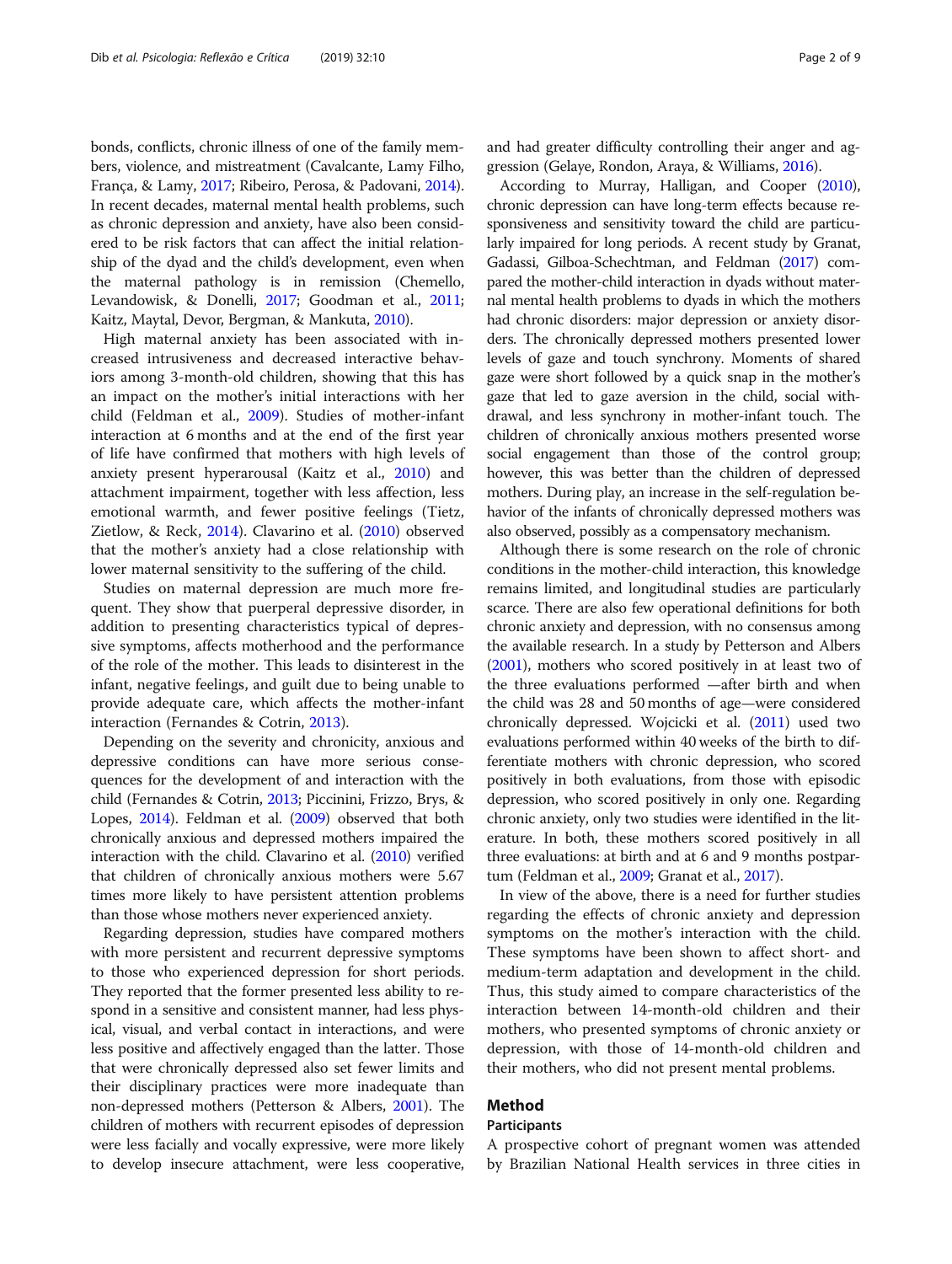bonds, conflicts, chronic illness of one of the family members, violence, and mistreatment (Cavalcante, Lamy Filho, França, & Lamy, 2017; Ribeiro, Perosa, & Padovani, 2014). In recent decades, maternal mental health problems, such as chronic depression and anxiety, have also been considered to be risk factors that can affect the initial relationship of the dyad and the child's development, even when the maternal pathology is in remission (Chemello, Levandowisk, & Donelli, 2017; Goodman et al., 2011; Kaitz, Maytal, Devor, Bergman, & Mankuta, 2010).

High maternal anxiety has been associated with increased intrusiveness and decreased interactive behaviors among 3-month-old children, showing that this has an impact on the mother's initial interactions with her child (Feldman et al., 2009). Studies of mother-infant interaction at 6 months and at the end of the first year of life have confirmed that mothers with high levels of anxiety present hyperarousal (Kaitz et al., 2010) and attachment impairment, together with less affection, less emotional warmth, and fewer positive feelings (Tietz, Zietlow, & Reck, 2014). Clavarino et al. (2010) observed that the mother's anxiety had a close relationship with lower maternal sensitivity to the suffering of the child.

Studies on maternal depression are much more frequent. They show that puerperal depressive disorder, in addition to presenting characteristics typical of depressive symptoms, affects motherhood and the performance of the role of the mother. This leads to disinterest in the infant, negative feelings, and guilt due to being unable to provide adequate care, which affects the mother-infant interaction (Fernandes & Cotrin, 2013).

Depending on the severity and chronicity, anxious and depressive conditions can have more serious consequences for the development of and interaction with the child (Fernandes & Cotrin, 2013; Piccinini, Frizzo, Brys, & Lopes, 2014). Feldman et al. (2009) observed that both chronically anxious and depressed mothers impaired the interaction with the child. Clavarino et al. (2010) verified that children of chronically anxious mothers were 5.67 times more likely to have persistent attention problems than those whose mothers never experienced anxiety.

Regarding depression, studies have compared mothers with more persistent and recurrent depressive symptoms to those who experienced depression for short periods. They reported that the former presented less ability to respond in a sensitive and consistent manner, had less physical, visual, and verbal contact in interactions, and were less positive and affectively engaged than the latter. Those that were chronically depressed also set fewer limits and their disciplinary practices were more inadequate than non-depressed mothers (Petterson & Albers, 2001). The children of mothers with recurrent episodes of depression were less facially and vocally expressive, were more likely to develop insecure attachment, were less cooperative, and had greater difficulty controlling their anger and aggression (Gelaye, Rondon, Araya, & Williams, 2016).

According to Murray, Halligan, and Cooper (2010), chronic depression can have long-term effects because responsiveness and sensitivity toward the child are particularly impaired for long periods. A recent study by Granat, Gadassi, Gilboa-Schechtman, and Feldman (2017) compared the mother-child interaction in dyads without maternal mental health problems to dyads in which the mothers had chronic disorders: major depression or anxiety disorders. The chronically depressed mothers presented lower levels of gaze and touch synchrony. Moments of shared gaze were short followed by a quick snap in the mother's gaze that led to gaze aversion in the child, social withdrawal, and less synchrony in mother-infant touch. The children of chronically anxious mothers presented worse social engagement than those of the control group; however, this was better than the children of depressed mothers. During play, an increase in the self-regulation behavior of the infants of chronically depressed mothers was also observed, possibly as a compensatory mechanism.

Although there is some research on the role of chronic conditions in the mother-child interaction, this knowledge remains limited, and longitudinal studies are particularly scarce. There are also few operational definitions for both chronic anxiety and depression, with no consensus among the available research. In a study by Petterson and Albers (2001), mothers who scored positively in at least two of the three evaluations performed —after birth and when the child was 28 and 50 months of age—were considered chronically depressed. Wojcicki et al. (2011) used two evaluations performed within 40 weeks of the birth to differentiate mothers with chronic depression, who scored positively in both evaluations, from those with episodic depression, who scored positively in only one. Regarding chronic anxiety, only two studies were identified in the literature. In both, these mothers scored positively in all three evaluations: at birth and at 6 and 9 months postpartum (Feldman et al., 2009; Granat et al., 2017).

In view of the above, there is a need for further studies regarding the effects of chronic anxiety and depression symptoms on the mother's interaction with the child. These symptoms have been shown to affect short- and medium-term adaptation and development in the child. Thus, this study aimed to compare characteristics of the interaction between 14-month-old children and their mothers, who presented symptoms of chronic anxiety or depression, with those of 14-month-old children and their mothers, who did not present mental problems.

## Method

### Participants

A prospective cohort of pregnant women was attended by Brazilian National Health services in three cities in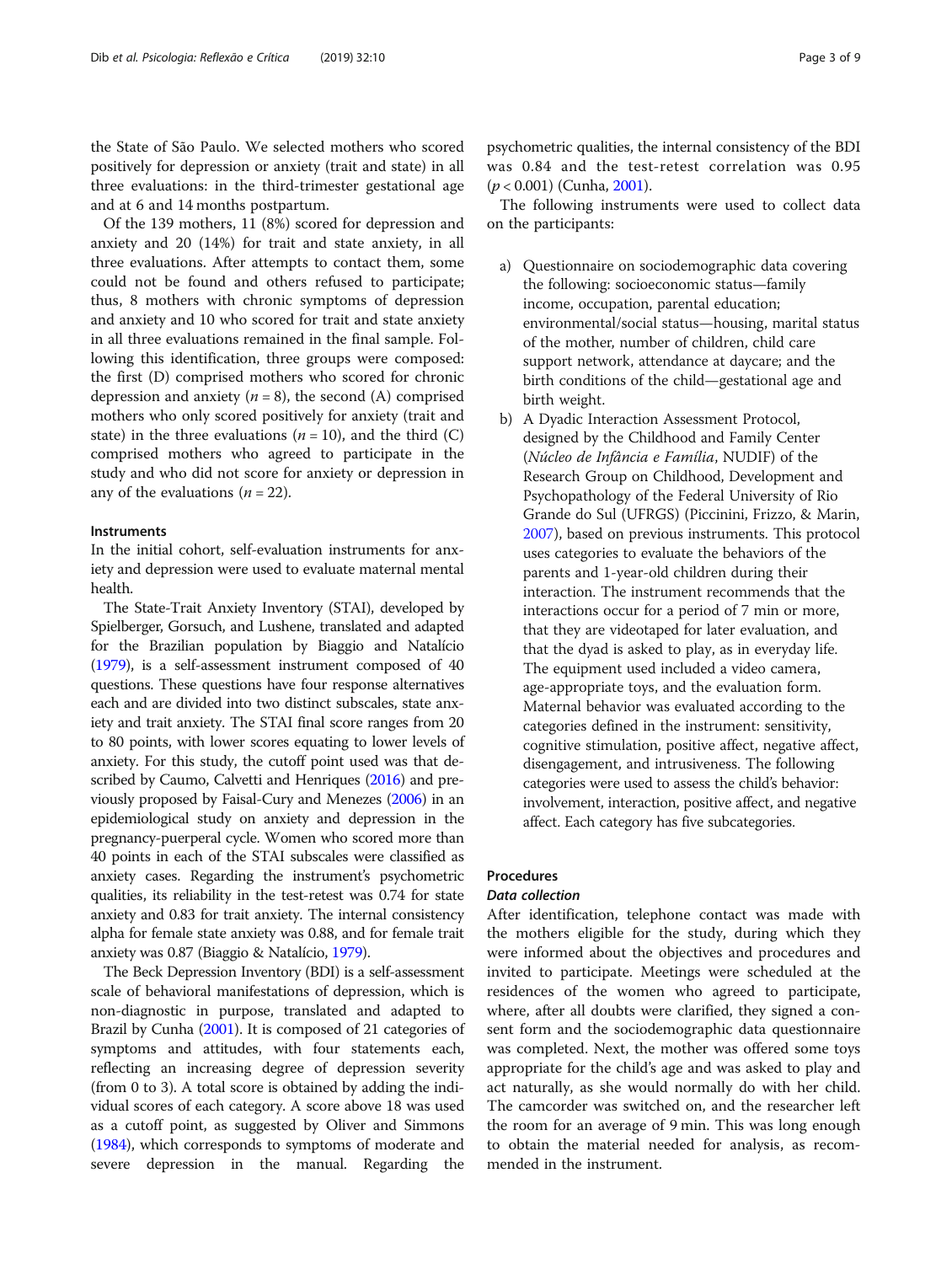the State of São Paulo. We selected mothers who scored positively for depression or anxiety (trait and state) in all three evaluations: in the third-trimester gestational age and at 6 and 14 months postpartum.

Of the 139 mothers, 11 (8%) scored for depression and anxiety and 20 (14%) for trait and state anxiety, in all three evaluations. After attempts to contact them, some could not be found and others refused to participate; thus, 8 mothers with chronic symptoms of depression and anxiety and 10 who scored for trait and state anxiety in all three evaluations remained in the final sample. Following this identification, three groups were composed: the first (D) comprised mothers who scored for chronic depression and anxiety ($n = 8$), the second (A) comprised mothers who only scored positively for anxiety (trait and state) in the three evaluations ($n = 10$), and the third (C) comprised mothers who agreed to participate in the study and who did not score for anxiety or depression in any of the evaluations ($n = 22$).

### Instruments

In the initial cohort, self-evaluation instruments for anxiety and depression were used to evaluate maternal mental health.

The State-Trait Anxiety Inventory (STAI), developed by Spielberger, Gorsuch, and Lushene, translated and adapted for the Brazilian population by Biaggio and Natalício (1979), is a self-assessment instrument composed of 40 questions. These questions have four response alternatives each and are divided into two distinct subscales, state anxiety and trait anxiety. The STAI final score ranges from 20 to 80 points, with lower scores equating to lower levels of anxiety. For this study, the cutoff point used was that described by Caumo, Calvetti and Henriques (2016) and previously proposed by Faisal-Cury and Menezes (2006) in an epidemiological study on anxiety and depression in the pregnancy-puerperal cycle. Women who scored more than 40 points in each of the STAI subscales were classified as anxiety cases. Regarding the instrument's psychometric qualities, its reliability in the test-retest was 0.74 for state anxiety and 0.83 for trait anxiety. The internal consistency alpha for female state anxiety was 0.88, and for female trait anxiety was 0.87 (Biaggio & Natalício, 1979).

The Beck Depression Inventory (BDI) is a self-assessment scale of behavioral manifestations of depression, which is non-diagnostic in purpose, translated and adapted to Brazil by Cunha (2001). It is composed of 21 categories of symptoms and attitudes, with four statements each, reflecting an increasing degree of depression severity (from 0 to 3). A total score is obtained by adding the individual scores of each category. A score above 18 was used as a cutoff point, as suggested by Oliver and Simmons (1984), which corresponds to symptoms of moderate and severe depression in the manual. Regarding the psychometric qualities, the internal consistency of the BDI was 0.84 and the test-retest correlation was 0.95 ($p < 0.001$) (Cunha, 2001).

The following instruments were used to collect data on the participants:

a) Questionnaire on sociodemographic data covering the following: socioeconomic status—family income, occupation, parental education; environmental/social status—housing, marital status of the mother, number of children, child care support network, attendance at daycare; and the birth conditions of the child—gestational age and birth weight.
b) A Dyadic Interaction Assessment Protocol, designed by the Childhood and Family Center (*Núcleo de Infância e Família*, NUDIF) of the Research Group on Childhood, Development and Psychopathology of the Federal University of Rio Grande do Sul (UFRGS) (Piccinini, Frizzo, & Marin, 2007), based on previous instruments. This protocol uses categories to evaluate the behaviors of the parents and 1-year-old children during their interaction. The instrument recommends that the interactions occur for a period of 7 min or more, that they are videotaped for later evaluation, and that the dyad is asked to play, as in everyday life. The equipment used included a video camera, age-appropriate toys, and the evaluation form. Maternal behavior was evaluated according to the categories defined in the instrument: sensitivity, cognitive stimulation, positive affect, negative affect, disengagement, and intrusiveness. The following categories were used to assess the child's behavior: involvement, interaction, positive affect, and negative affect. Each category has five subcategories.

### Procedures

#### *Data collection*

After identification, telephone contact was made with the mothers eligible for the study, during which they were informed about the objectives and procedures and invited to participate. Meetings were scheduled at the residences of the women who agreed to participate, where, after all doubts were clarified, they signed a consent form and the sociodemographic data questionnaire was completed. Next, the mother was offered some toys appropriate for the child's age and was asked to play and act naturally, as she would normally do with her child. The camcorder was switched on, and the researcher left the room for an average of 9 min. This was long enough to obtain the material needed for analysis, as recommended in the instrument.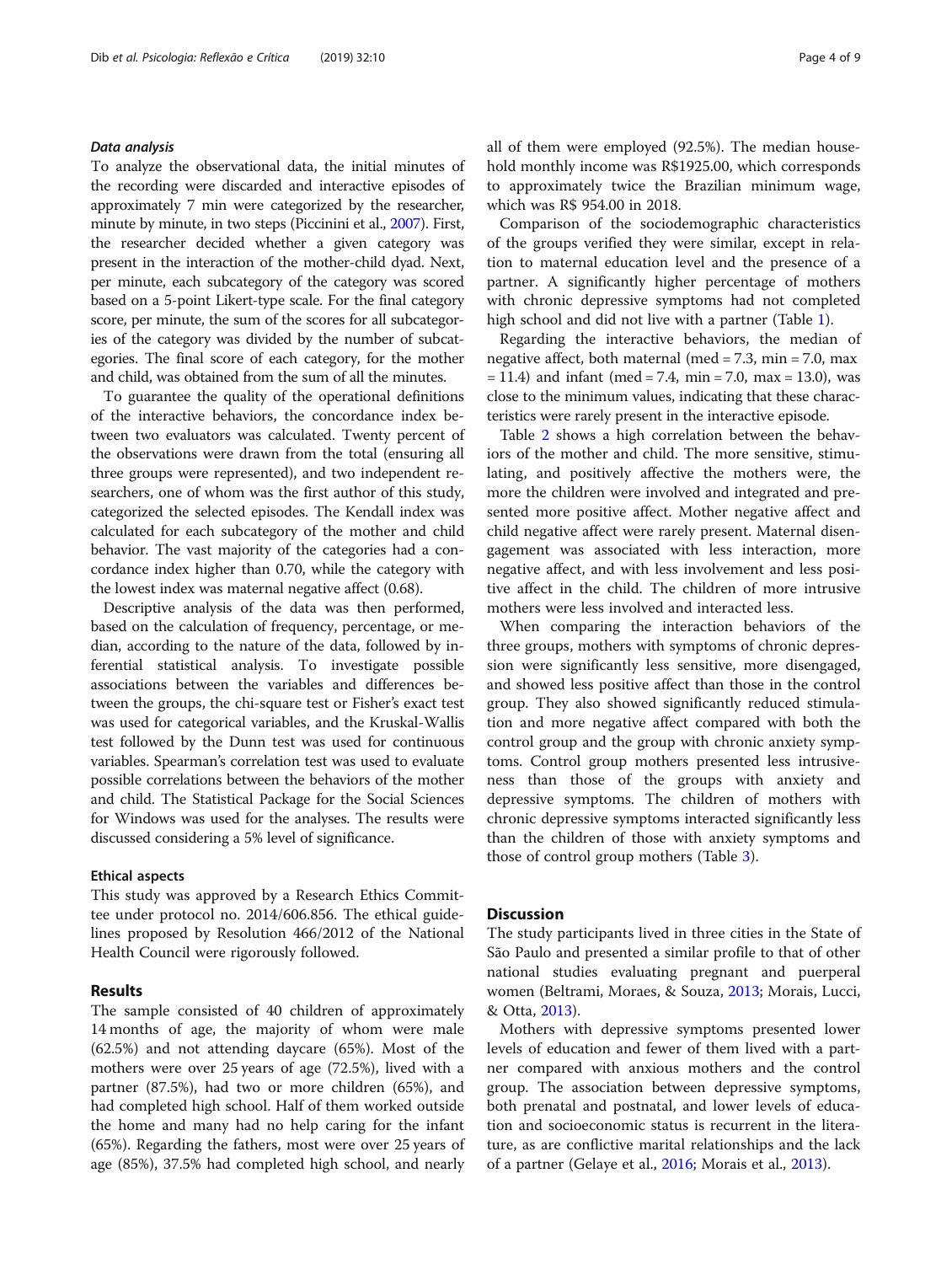#### *Data analysis*

To analyze the observational data, the initial minutes of the recording were discarded and interactive episodes of approximately 7 min were categorized by the researcher, minute by minute, in two steps (Piccinini et al., 2007). First, the researcher decided whether a given category was present in the interaction of the mother-child dyad. Next, per minute, each subcategory of the category was scored based on a 5-point Likert-type scale. For the final category score, per minute, the sum of the scores for all subcategories of the category was divided by the number of subcategories. The final score of each category, for the mother and child, was obtained from the sum of all the minutes.

To guarantee the quality of the operational definitions of the interactive behaviors, the concordance index between two evaluators was calculated. Twenty percent of the observations were drawn from the total (ensuring all three groups were represented), and two independent researchers, one of whom was the first author of this study, categorized the selected episodes. The Kendall index was calculated for each subcategory of the mother and child behavior. The vast majority of the categories had a concordance index higher than 0.70, while the category with the lowest index was maternal negative affect (0.68).

Descriptive analysis of the data was then performed, based on the calculation of frequency, percentage, or median, according to the nature of the data, followed by inferential statistical analysis. To investigate possible associations between the variables and differences between the groups, the chi-square test or Fisher's exact test was used for categorical variables, and the Kruskal-Wallis test followed by the Dunn test was used for continuous variables. Spearman's correlation test was used to evaluate possible correlations between the behaviors of the mother and child. The Statistical Package for the Social Sciences for Windows was used for the analyses. The results were discussed considering a 5% level of significance.

### Ethical aspects

This study was approved by a Research Ethics Committee under protocol no. 2014/606.856. The ethical guidelines proposed by Resolution 466/2012 of the National Health Council were rigorously followed.

## Results

The sample consisted of 40 children of approximately 14 months of age, the majority of whom were male (62.5%) and not attending daycare (65%). Most of the mothers were over 25 years of age (72.5%), lived with a partner (87.5%), had two or more children (65%), and had completed high school. Half of them worked outside the home and many had no help caring for the infant (65%). Regarding the fathers, most were over 25 years of age (85%), 37.5% had completed high school, and nearly all of them were employed (92.5%). The median household monthly income was R$1925.00, which corresponds to approximately twice the Brazilian minimum wage, which was R$ 954.00 in 2018.

Comparison of the sociodemographic characteristics of the groups verified they were similar, except in relation to maternal education level and the presence of a partner. A significantly higher percentage of mothers with chronic depressive symptoms had not completed high school and did not live with a partner (Table 1).

Regarding the interactive behaviors, the median of negative affect, both maternal (med = 7.3, min = 7.0, max = 11.4) and infant (med = 7.4, min = 7.0, max = 13.0), was close to the minimum values, indicating that these characteristics were rarely present in the interactive episode.

Table 2 shows a high correlation between the behaviors of the mother and child. The more sensitive, stimulating, and positively affective the mothers were, the more the children were involved and integrated and presented more positive affect. Mother negative affect and child negative affect were rarely present. Maternal disengagement was associated with less interaction, more negative affect, and with less involvement and less positive affect in the child. The children of more intrusive mothers were less involved and interacted less.

When comparing the interaction behaviors of the three groups, mothers with symptoms of chronic depression were significantly less sensitive, more disengaged, and showed less positive affect than those in the control group. They also showed significantly reduced stimulation and more negative affect compared with both the control group and the group with chronic anxiety symptoms. Control group mothers presented less intrusiveness than those of the groups with anxiety and depressive symptoms. The children of mothers with chronic depressive symptoms interacted significantly less than the children of those with anxiety symptoms and those of control group mothers (Table 3).

## Discussion

The study participants lived in three cities in the State of São Paulo and presented a similar profile to that of other national studies evaluating pregnant and puerperal women (Beltrami, Moraes, & Souza, 2013; Morais, Lucci, & Otta, 2013).

Mothers with depressive symptoms presented lower levels of education and fewer of them lived with a partner compared with anxious mothers and the control group. The association between depressive symptoms, both prenatal and postnatal, and lower levels of education and socioeconomic status is recurrent in the literature, as are conflictive marital relationships and the lack of a partner (Gelaye et al., 2016; Morais et al., 2013).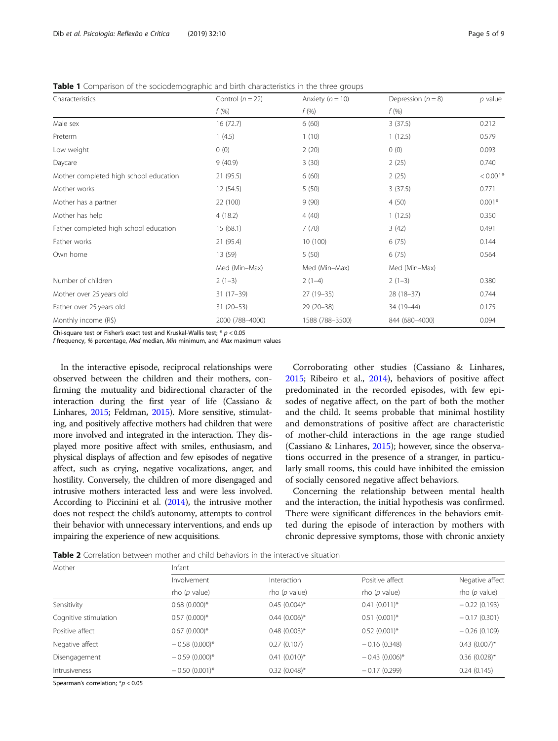**Table 1** Comparison of the sociodemographic and birth characteristics in the three groups

| Characteristics | Control ($n = 22$) | Anxiety ($n = 10$) | Depression ($n = 8$) | $p$ value |
|---|---|---|---|---|
| | *f* (%) | *f* (%) | *f* (%) | |
| Male sex | 16 (72.7) | 6 (60) | 3 (37.5) | 0.212 |
| Preterm | 1 (4.5) | 1 (10) | 1 (12.5) | 0.579 |
| Low weight | 0 (0) | 2 (20) | 0 (0) | 0.093 |
| Daycare | 9 (40.9) | 3 (30) | 2 (25) | 0.740 |
| Mother completed high school education | 21 (95.5) | 6 (60) | 2 (25) | < 0.001* |
| Mother works | 12 (54.5) | 5 (50) | 3 (37.5) | 0.771 |
| Mother has a partner | 22 (100) | 9 (90) | 4 (50) | 0.001* |
| Mother has help | 4 (18.2) | 4 (40) | 1 (12.5) | 0.350 |
| Father completed high school education | 15 (68.1) | 7 (70) | 3 (42) | 0.491 |
| Father works | 21 (95.4) | 10 (100) | 6 (75) | 0.144 |
| Own home | 13 (59) | 5 (50) | 6 (75) | 0.564 |
| | Med (Min–Max) | Med (Min–Max) | Med (Min–Max) | |
| Number of children | 2 (1–3) | 2 (1–4) | 2 (1–3) | 0.380 |
| Mother over 25 years old | 31 (17–39) | 27 (19–35) | 28 (18–37) | 0.744 |
| Father over 25 years old | 31 (20–53) | 29 (20–38) | 34 (19–44) | 0.175 |
| Monthly income (R$) | 2000 (788–4000) | 1588 (788–3500) | 844 (680–4000) | 0.094 |

Chi-square test or Fisher's exact test and Kruskal-Wallis test; * $p < 0.05$
*f* frequency, % percentage, *Med* median, *Min* minimum, and *Max* maximum values

In the interactive episode, reciprocal relationships were observed between the children and their mothers, confirming the mutuality and bidirectional character of the interaction during the first year of life (Cassiano & Linhares, 2015; Feldman, 2015). More sensitive, stimulating, and positively affective mothers had children that were more involved and integrated in the interaction. They displayed more positive affect with smiles, enthusiasm, and physical displays of affection and few episodes of negative affect, such as crying, negative vocalizations, anger, and hostility. Conversely, the children of more disengaged and intrusive mothers interacted less and were less involved. According to Piccinini et al. (2014), the intrusive mother does not respect the child's autonomy, attempts to control their behavior with unnecessary interventions, and ends up impairing the experience of new acquisitions.

Corroborating other studies (Cassiano & Linhares, 2015; Ribeiro et al., 2014), behaviors of positive affect predominated in the recorded episodes, with few episodes of negative affect, on the part of both the mother and the child. It seems probable that minimal hostility and demonstrations of positive affect are characteristic of mother-child interactions in the age range studied (Cassiano & Linhares, 2015); however, since the observations occurred in the presence of a stranger, in particularly small rooms, this could have inhibited the emission of socially censored negative affect behaviors.

Concerning the relationship between mental health and the interaction, the initial hypothesis was confirmed. There were significant differences in the behaviors emitted during the episode of interaction by mothers with chronic depressive symptoms, those with chronic anxiety

**Table 2** Correlation between mother and child behaviors in the interactive situation

| Mother | Infant | | | |
|---|---|---|---|---|
| | Involvement | Interaction | Positive affect | Negative affect |
| | rho ($p$ value) | rho ($p$ value) | rho ($p$ value) | rho ($p$ value) |
| Sensitivity | 0.68 (0.000)* | 0.45 (0.004)* | 0.41 (0.011)* | − 0.22 (0.193) |
| Cognitive stimulation | 0.57 (0.000)* | 0.44 (0.006)* | 0.51 (0.001)* | − 0.17 (0.301) |
| Positive affect | 0.67 (0.000)* | 0.48 (0.003)* | 0.52 (0.001)* | − 0.26 (0.109) |
| Negative affect | − 0.58 (0.000)* | 0.27 (0.107) | − 0.16 (0.348) | 0.43 (0.007)* |
| Disengagement | − 0.59 (0.000)* | 0.41 (0.010)* | − 0.43 (0.006)* | 0.36 (0.028)* |
| Intrusiveness | − 0.50 (0.001)* | 0.32 (0.048)* | − 0.17 (0.299) | 0.24 (0.145) |

Spearman's correlation; * $p < 0.05$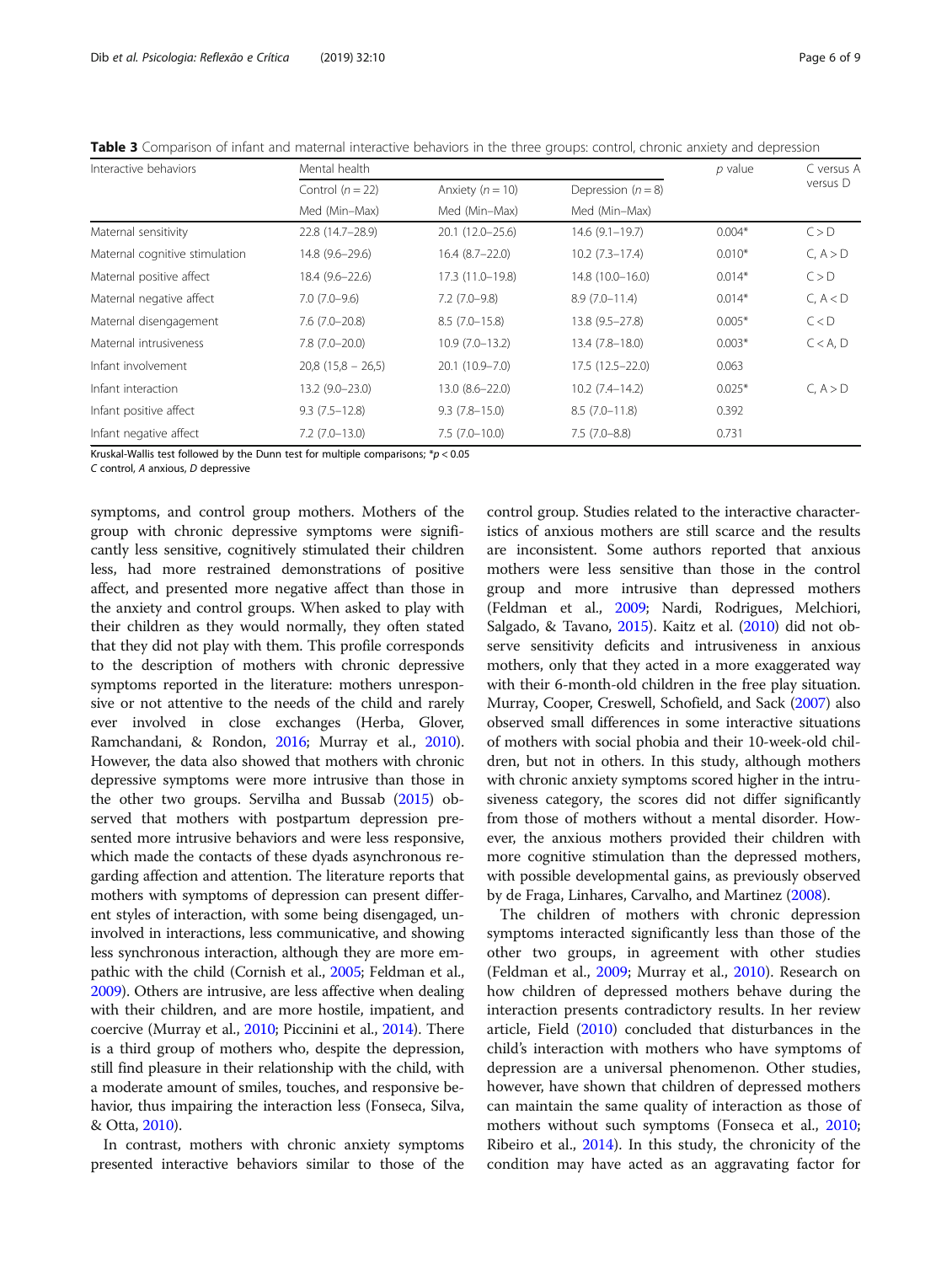**Table 3** Comparison of infant and maternal interactive behaviors in the three groups: control, chronic anxiety and depression

| Interactive behaviors | Mental health | | | p value | C versus A versus D |
|---|---|---|---|---|---|
| | Control (n = 22) | Anxiety (n = 10) | Depression (n = 8) | | |
| | Med (Min–Max) | Med (Min–Max) | Med (Min–Max) | | |
| Maternal sensitivity | 22.8 (14.7–28.9) | 20.1 (12.0–25.6) | 14.6 (9.1–19.7) | 0.004* | C > D |
| Maternal cognitive stimulation | 14.8 (9.6–29.6) | 16.4 (8.7–22.0) | 10.2 (7.3–17.4) | 0.010* | C, A > D |
| Maternal positive affect | 18.4 (9.6–22.6) | 17.3 (11.0–19.8) | 14.8 (10.0–16.0) | 0.014* | C > D |
| Maternal negative affect | 7.0 (7.0–9.6) | 7.2 (7.0–9.8) | 8.9 (7.0–11.4) | 0.014* | C, A < D |
| Maternal disengagement | 7.6 (7.0–20.8) | 8.5 (7.0–15.8) | 13.8 (9.5–27.8) | 0.005* | C < D |
| Maternal intrusiveness | 7.8 (7.0–20.0) | 10.9 (7.0–13.2) | 13.4 (7.8–18.0) | 0.003* | C < A, D |
| Infant involvement | 20,8 (15,8 – 26,5) | 20.1 (10.9–7.0) | 17.5 (12.5–22.0) | 0.063 | |
| Infant interaction | 13.2 (9.0–23.0) | 13.0 (8.6–22.0) | 10.2 (7.4–14.2) | 0.025* | C, A > D |
| Infant positive affect | 9.3 (7.5–12.8) | 9.3 (7.8–15.0) | 8.5 (7.0–11.8) | 0.392 | |
| Infant negative affect | 7.2 (7.0–13.0) | 7.5 (7.0–10.0) | 7.5 (7.0–8.8) | 0.731 | |

Kruskal-Wallis test followed by the Dunn test for multiple comparisons; *$p < 0.05$
*C* control, *A* anxious, *D* depressive

symptoms, and control group mothers. Mothers of the group with chronic depressive symptoms were significantly less sensitive, cognitively stimulated their children less, had more restrained demonstrations of positive affect, and presented more negative affect than those in the anxiety and control groups. When asked to play with their children as they would normally, they often stated that they did not play with them. This profile corresponds to the description of mothers with chronic depressive symptoms reported in the literature: mothers unresponsive or not attentive to the needs of the child and rarely ever involved in close exchanges (Herba, Glover, Ramchandani, & Rondon, 2016; Murray et al., 2010). However, the data also showed that mothers with chronic depressive symptoms were more intrusive than those in the other two groups. Servilha and Bussab (2015) observed that mothers with postpartum depression presented more intrusive behaviors and were less responsive, which made the contacts of these dyads asynchronous regarding affection and attention. The literature reports that mothers with symptoms of depression can present different styles of interaction, with some being disengaged, uninvolved in interactions, less communicative, and showing less synchronous interaction, although they are more empathic with the child (Cornish et al., 2005; Feldman et al., 2009). Others are intrusive, are less affective when dealing with their children, and are more hostile, impatient, and coercive (Murray et al., 2010; Piccinini et al., 2014). There is a third group of mothers who, despite the depression, still find pleasure in their relationship with the child, with a moderate amount of smiles, touches, and responsive behavior, thus impairing the interaction less (Fonseca, Silva, & Otta, 2010).

In contrast, mothers with chronic anxiety symptoms presented interactive behaviors similar to those of the control group. Studies related to the interactive characteristics of anxious mothers are still scarce and the results are inconsistent. Some authors reported that anxious mothers were less sensitive than those in the control group and more intrusive than depressed mothers (Feldman et al., 2009; Nardi, Rodrigues, Melchiori, Salgado, & Tavano, 2015). Kaitz et al. (2010) did not observe sensitivity deficits and intrusiveness in anxious mothers, only that they acted in a more exaggerated way with their 6-month-old children in the free play situation. Murray, Cooper, Creswell, Schofield, and Sack (2007) also observed small differences in some interactive situations of mothers with social phobia and their 10-week-old children, but not in others. In this study, although mothers with chronic anxiety symptoms scored higher in the intrusiveness category, the scores did not differ significantly from those of mothers without a mental disorder. However, the anxious mothers provided their children with more cognitive stimulation than the depressed mothers, with possible developmental gains, as previously observed by de Fraga, Linhares, Carvalho, and Martinez (2008).

The children of mothers with chronic depression symptoms interacted significantly less than those of the other two groups, in agreement with other studies (Feldman et al., 2009; Murray et al., 2010). Research on how children of depressed mothers behave during the interaction presents contradictory results. In her review article, Field (2010) concluded that disturbances in the child's interaction with mothers who have symptoms of depression are a universal phenomenon. Other studies, however, have shown that children of depressed mothers can maintain the same quality of interaction as those of mothers without such symptoms (Fonseca et al., 2010; Ribeiro et al., 2014). In this study, the chronicity of the condition may have acted as an aggravating factor for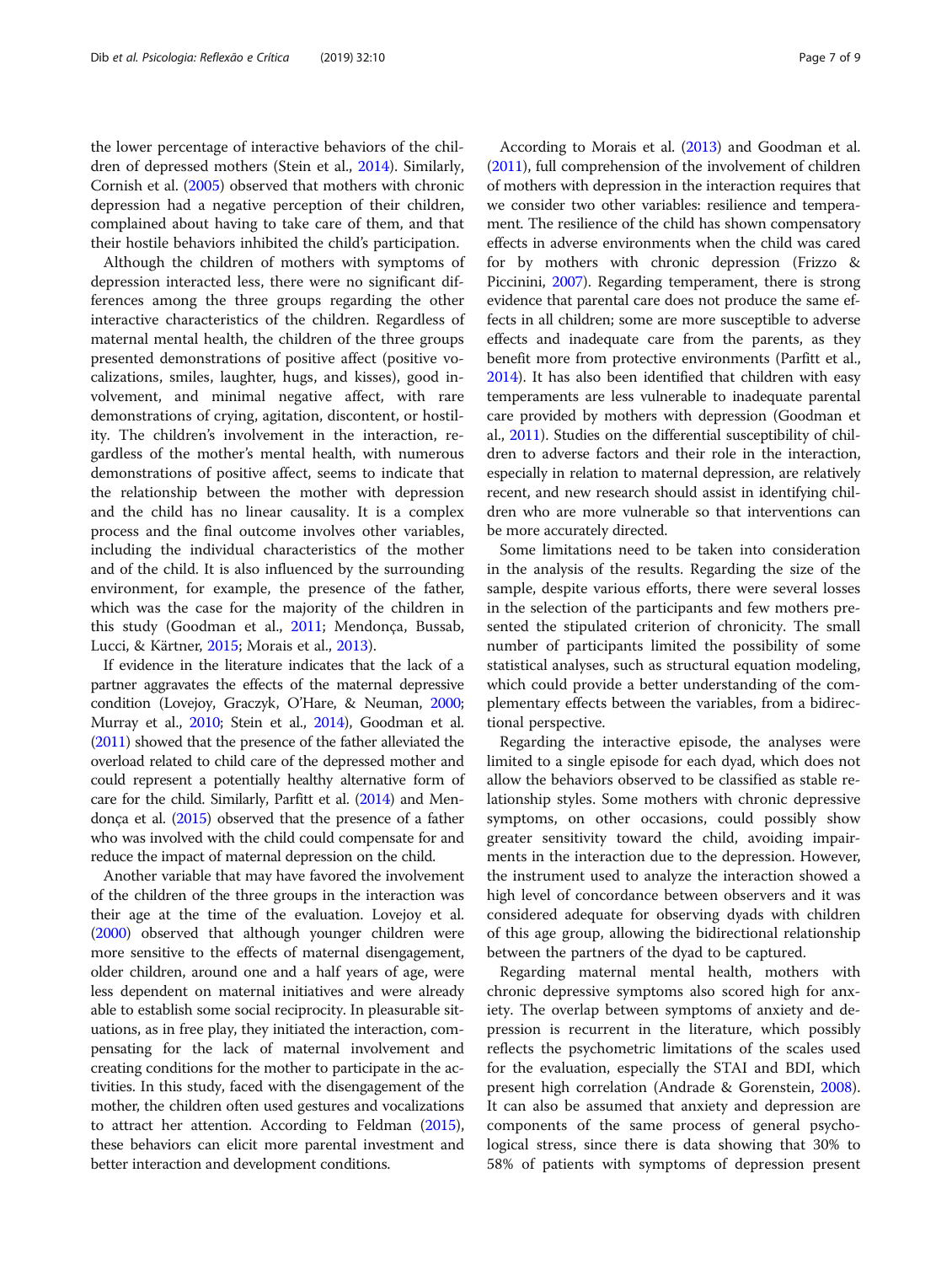the lower percentage of interactive behaviors of the children of depressed mothers (Stein et al., 2014). Similarly, Cornish et al. (2005) observed that mothers with chronic depression had a negative perception of their children, complained about having to take care of them, and that their hostile behaviors inhibited the child's participation.

Although the children of mothers with symptoms of depression interacted less, there were no significant differences among the three groups regarding the other interactive characteristics of the children. Regardless of maternal mental health, the children of the three groups presented demonstrations of positive affect (positive vocalizations, smiles, laughter, hugs, and kisses), good involvement, and minimal negative affect, with rare demonstrations of crying, agitation, discontent, or hostility. The children's involvement in the interaction, regardless of the mother's mental health, with numerous demonstrations of positive affect, seems to indicate that the relationship between the mother with depression and the child has no linear causality. It is a complex process and the final outcome involves other variables, including the individual characteristics of the mother and of the child. It is also influenced by the surrounding environment, for example, the presence of the father, which was the case for the majority of the children in this study (Goodman et al., 2011; Mendonça, Bussab, Lucci, & Kärtner, 2015; Morais et al., 2013).

If evidence in the literature indicates that the lack of a partner aggravates the effects of the maternal depressive condition (Lovejoy, Graczyk, O'Hare, & Neuman, 2000; Murray et al., 2010; Stein et al., 2014), Goodman et al. (2011) showed that the presence of the father alleviated the overload related to child care of the depressed mother and could represent a potentially healthy alternative form of care for the child. Similarly, Parfitt et al. (2014) and Mendonça et al. (2015) observed that the presence of a father who was involved with the child could compensate for and reduce the impact of maternal depression on the child.

Another variable that may have favored the involvement of the children of the three groups in the interaction was their age at the time of the evaluation. Lovejoy et al. (2000) observed that although younger children were more sensitive to the effects of maternal disengagement, older children, around one and a half years of age, were less dependent on maternal initiatives and were already able to establish some social reciprocity. In pleasurable situations, as in free play, they initiated the interaction, compensating for the lack of maternal involvement and creating conditions for the mother to participate in the activities. In this study, faced with the disengagement of the mother, the children often used gestures and vocalizations to attract her attention. According to Feldman (2015), these behaviors can elicit more parental investment and better interaction and development conditions.

According to Morais et al. (2013) and Goodman et al. (2011), full comprehension of the involvement of children of mothers with depression in the interaction requires that we consider two other variables: resilience and temperament. The resilience of the child has shown compensatory effects in adverse environments when the child was cared for by mothers with chronic depression (Frizzo & Piccinini, 2007). Regarding temperament, there is strong evidence that parental care does not produce the same effects in all children; some are more susceptible to adverse effects and inadequate care from the parents, as they benefit more from protective environments (Parfitt et al., 2014). It has also been identified that children with easy temperaments are less vulnerable to inadequate parental care provided by mothers with depression (Goodman et al., 2011). Studies on the differential susceptibility of children to adverse factors and their role in the interaction, especially in relation to maternal depression, are relatively recent, and new research should assist in identifying children who are more vulnerable so that interventions can be more accurately directed.

Some limitations need to be taken into consideration in the analysis of the results. Regarding the size of the sample, despite various efforts, there were several losses in the selection of the participants and few mothers presented the stipulated criterion of chronicity. The small number of participants limited the possibility of some statistical analyses, such as structural equation modeling, which could provide a better understanding of the complementary effects between the variables, from a bidirectional perspective.

Regarding the interactive episode, the analyses were limited to a single episode for each dyad, which does not allow the behaviors observed to be classified as stable relationship styles. Some mothers with chronic depressive symptoms, on other occasions, could possibly show greater sensitivity toward the child, avoiding impairments in the interaction due to the depression. However, the instrument used to analyze the interaction showed a high level of concordance between observers and it was considered adequate for observing dyads with children of this age group, allowing the bidirectional relationship between the partners of the dyad to be captured.

Regarding maternal mental health, mothers with chronic depressive symptoms also scored high for anxiety. The overlap between symptoms of anxiety and depression is recurrent in the literature, which possibly reflects the psychometric limitations of the scales used for the evaluation, especially the STAI and BDI, which present high correlation (Andrade & Gorenstein, 2008). It can also be assumed that anxiety and depression are components of the same process of general psychological stress, since there is data showing that 30% to 58% of patients with symptoms of depression present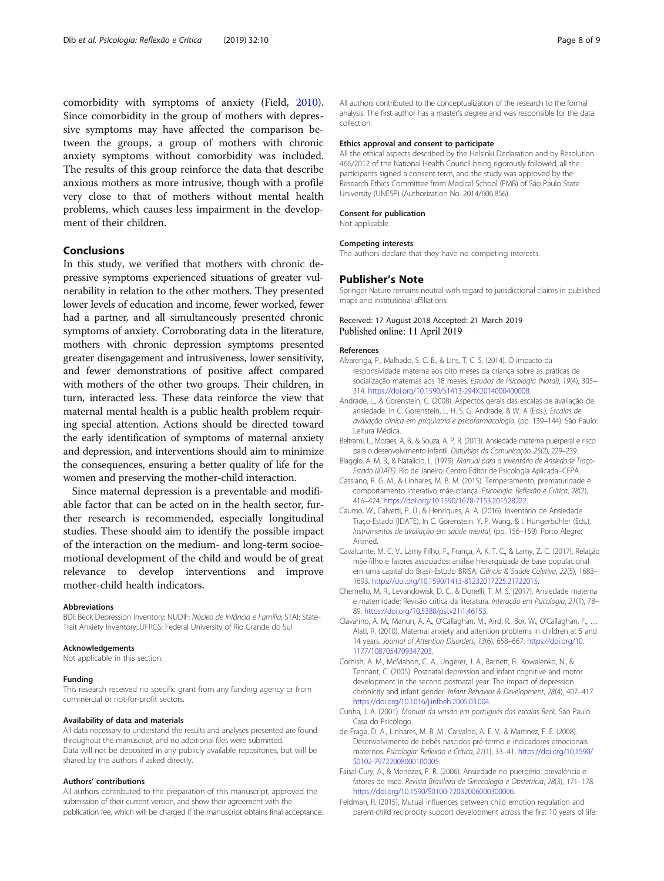comorbidity with symptoms of anxiety (Field, 2010). Since comorbidity in the group of mothers with depressive symptoms may have affected the comparison between the groups, a group of mothers with chronic anxiety symptoms without comorbidity was included. The results of this group reinforce the data that describe anxious mothers as more intrusive, though with a profile very close to that of mothers without mental health problems, which causes less impairment in the development of their children.

## Conclusions

In this study, we verified that mothers with chronic depressive symptoms experienced situations of greater vulnerability in relation to the other mothers. They presented lower levels of education and income, fewer worked, fewer had a partner, and all simultaneously presented chronic symptoms of anxiety. Corroborating data in the literature, mothers with chronic depression symptoms presented greater disengagement and intrusiveness, lower sensitivity, and fewer demonstrations of positive affect compared with mothers of the other two groups. Their children, in turn, interacted less. These data reinforce the view that maternal mental health is a public health problem requiring special attention. Actions should be directed toward the early identification of symptoms of maternal anxiety and depression, and interventions should aim to minimize the consequences, ensuring a better quality of life for the women and preserving the mother-child interaction.

Since maternal depression is a preventable and modifiable factor that can be acted on in the health sector, further research is recommended, especially longitudinal studies. These should aim to identify the possible impact of the interaction on the medium- and long-term socioemotional development of the child and would be of great relevance to develop interventions and improve mother-child health indicators.

#### Abbreviations

BDI: Beck Depression Inventory; NUDIF: *Núcleo de Infância e Família*; STAI: State-Trait Anxiety Inventory; UFRGS: Federal University of Rio Grande do Sul

#### Acknowledgements

Not applicable in this section.

#### Funding

This research received no specific grant from any funding agency or from commercial or not-for-profit sectors.

#### Availability of data and materials

All data necessary to understand the results and analyses presented are found throughout the manuscript, and no additional files were submitted.
Data will not be deposited in any publicly available repositories, but will be shared by the authors if asked directly.

#### Authors' contributions

All authors contributed to the preparation of this manuscript, approved the submission of their current version, and show their agreement with the publication fee, which will be charged if the manuscript obtains final acceptance. All authors contributed to the conceptualization of the research to the formal analysis. The first author has a master's degree and was responsible for the data collection.

#### Ethics approval and consent to participate

All the ethical aspects described by the Helsinki Declaration and by Resolution 466/2012 of the National Health Council being rigorously followed, all the participants signed a consent term, and the study was approved by the Research Ethics Committee from Medical School (FMB) of São Paulo State University (UNESP) (Authorization No. 2014/606.856).

#### Consent for publication

Not applicable.

#### Competing interests

The authors declare that they have no competing interests.

## Publisher's Note

Springer Nature remains neutral with regard to jurisdictional claims in published maps and institutional affiliations.

Received: 17 August 2018 Accepted: 21 March 2019
Published online: 11 April 2019

#### References

Alvarenga, P., Malhado, S. C. B., & Lins, T. C. S. (2014). O impacto da responsividade materna aos oito meses da criança sobre as práticas de socialização maternas aos 18 meses. *Estudos de Psicologia (Natal)*, *19*(4), 305–314. https://doi.org/10.1590/S1413-294X2014000400008.

Andrade, L., & Gorenstein, C. (2008). Aspectos gerais das escalas de avaliação de ansiedade. In C. Gorenstein, L. H. S. G. Andrade, & W. A (Eds.), *Escalas de avaliação clínica em psiquiatria e psicofarmacologia*, (pp. 139–144). São Paulo: Leitura Médica.

Beltrami, L., Moraes, A. B., & Souza, A. P. R. (2013). Ansiedade materna puerperal e risco para o desenvolvimento infantil. *Distúrbios da Comunicação*, *25*(2), 229–239.

Biaggio, A. M. B., & Natalício, L. (1979). *Manual para o Inventário de Ansiedade Traço-Estado (IDATE)*. Rio de Janeiro: Centro Editor de Psicologia Aplicada -CEPA.

Cassiano, R. G. M., & Linhares, M. B. M. (2015). Temperamento, prematuridade e comportamento interativo mãe-criança. *Psicologia: Reflexão e Crítica*, *28*(2), 416–424. https://doi.org/10.1590/1678-7153.201528222.

Caumo, W., Calvetti, P. Ü., & Henriques, A. A. (2016). Inventário de Ansiedade Traço-Estado (IDATE). In C. Gorenstein, Y. P. Wang, & I. Hungerbühler (Eds.), *Instrumentos de avaliação em saúde mental*, (pp. 156–159). Porto Alegre: Artmed.

Cavalcante, M. C. V., Lamy Filho, F., França, A. K. T. C., & Lamy, Z. C. (2017). Relação mãe-filho e fatores associados: análise hierarquizada de base populacional em uma capital do Brasil-Estudo BRISA. *Ciência & Saúde Coletiva*, *22*(5), 1683–1693. https://doi.org/10.1590/1413-81232017225.21722015.

Chemello, M. R., Levandowisk, D. C., & Donelli, T. M. S. (2017). Ansiedade materna e maternidade: Revisão crítica da literatura. *Interação em Psicologia*, *21*(1), 78–89. https://doi.org/10.5380/psi.v21i1.46153.

Clavarino, A. M., Manun, A. A., O'Callaghan, M., Aird, R., Bor, W., O'Callaghan, F., … Alati, R. (2010). Maternal anxiety and attention problems in children at 5 and 14 years. *Journal of Attention Disorders*, *13*(6), 658–667. https://doi.org/10.1177/1087054709347203.

Cornish, A. M., McMahon, C. A., Ungerer, J. A., Barnett, B., Kowalenko, N., & Tennant, C. (2005). Postnatal depression and infant cognitive and motor development in the second postnatal year: The impact of depression chronicity and infant gender. *Infant Behavior & Development*, *28*(4), 407–417. https://doi.org/10.1016/j.infbeh.2005.03.004.

Cunha, J. A. (2001). *Manual da versão em português das escalas Beck*. São Paulo: Casa do Psicólogo.

de Fraga, D. A., Linhares, M. B. M., Carvalho, A. E. V., & Martinez, F. E. (2008). Desenvolvimento de bebês nascidos pré-termo e indicadores emocionais maternos. *Psicologia: Reflexão e Crítica*, *21*(1), 33–41. https://doi.org/10.1590/S0102-79722008000100005.

Faisal-Cury, A., & Menezes, P. R. (2006). Ansiedade no puerpério: prevalência e fatores de risco. *Revista Brasileira de Ginecologia e Obstetrícia*, *28*(3), 171–178. https://doi.org/10.1590/S0100-72032006000300006.

Feldman, R. (2015). Mutual influences between child emotion regulation and parent-child reciprocity support development across the first 10 years of life: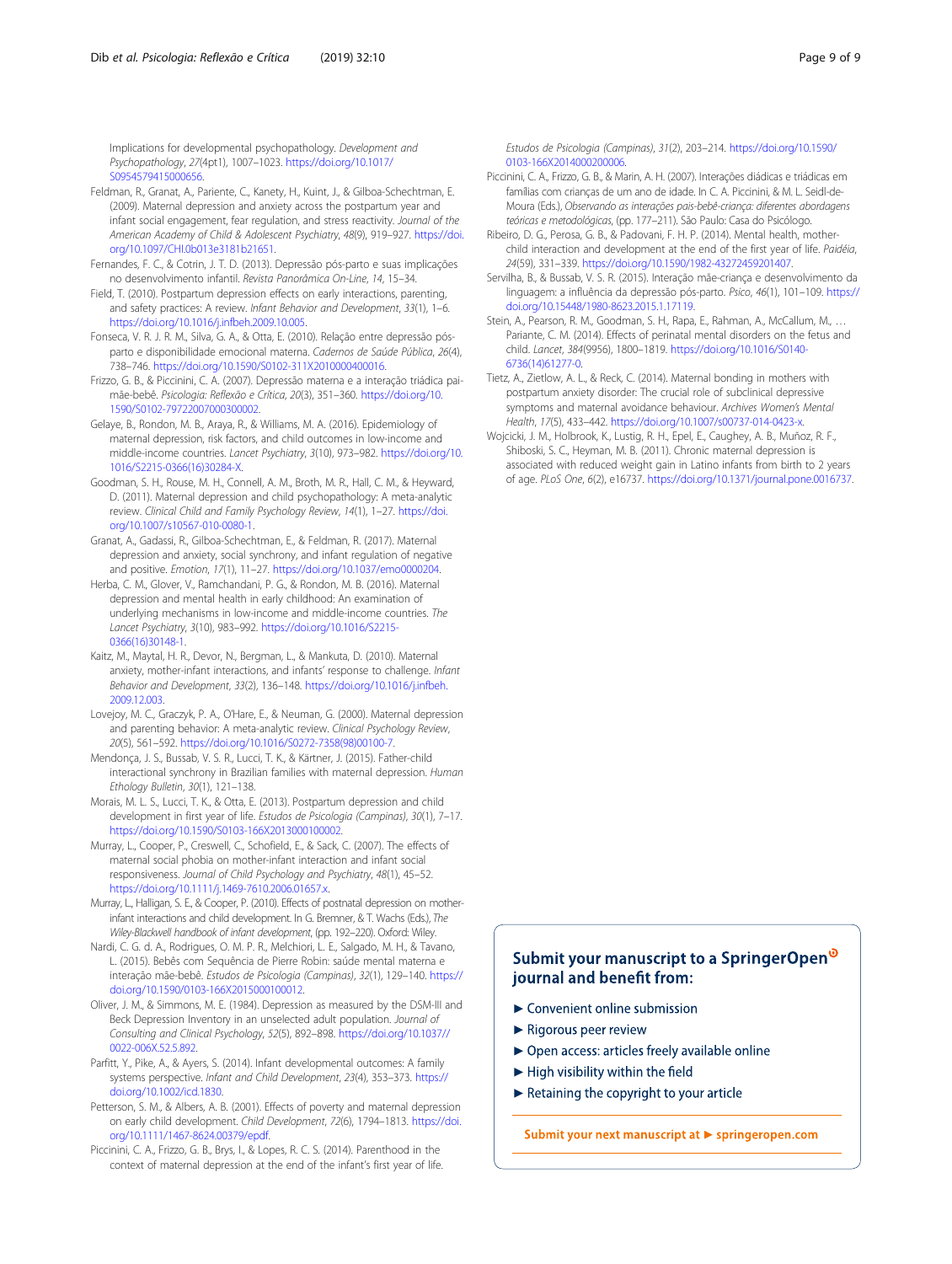Implications for developmental psychopathology. *Development and Psychopathology*, *27*(4pt1), 1007–1023. https://doi.org/10.1017/S0954579415000656.

Feldman, R., Granat, A., Pariente, C., Kanety, H., Kuint, J., & Gilboa-Schechtman, E. (2009). Maternal depression and anxiety across the postpartum year and infant social engagement, fear regulation, and stress reactivity. *Journal of the American Academy of Child & Adolescent Psychiatry*, *48*(9), 919–927. https://doi.org/10.1097/CHI.0b013e3181b21651.

Fernandes, F. C., & Cotrin, J. T. D. (2013). Depressão pós-parto e suas implicações no desenvolvimento infantil. *Revista Panorâmica On-Line*, *14*, 15–34.

Field, T. (2010). Postpartum depression effects on early interactions, parenting, and safety practices: A review. *Infant Behavior and Development*, *33*(1), 1–6. https://doi.org/10.1016/j.infbeh.2009.10.005.

Fonseca, V. R. J. R. M., Silva, G. A., & Otta, E. (2010). Relação entre depressão pós-parto e disponibilidade emocional materna. *Cadernos de Saúde Pública*, *26*(4), 738–746. https://doi.org/10.1590/S0102-311X2010000400016.

Frizzo, G. B., & Piccinini, C. A. (2007). Depressão materna e a interação triádica pai-mãe-bebê. *Psicologia: Reflexão e Crítica*, *20*(3), 351–360. https://doi.org/10.1590/S0102-79722007000300002.

Gelaye, B., Rondon, M. B., Araya, R., & Williams, M. A. (2016). Epidemiology of maternal depression, risk factors, and child outcomes in low-income and middle-income countries. *Lancet Psychiatry*, *3*(10), 973–982. https://doi.org/10.1016/S2215-0366(16)30284-X.

Goodman, S. H., Rouse, M. H., Connell, A. M., Broth, M. R., Hall, C. M., & Heyward, D. (2011). Maternal depression and child psychopathology: A meta-analytic review. *Clinical Child and Family Psychology Review*, *14*(1), 1–27. https://doi.org/10.1007/s10567-010-0080-1.

Granat, A., Gadassi, R., Gilboa-Schechtman, E., & Feldman, R. (2017). Maternal depression and anxiety, social synchrony, and infant regulation of negative and positive. *Emotion*, *17*(1), 11–27. https://doi.org/10.1037/emo0000204.

Herba, C. M., Glover, V., Ramchandani, P. G., & Rondon, M. B. (2016). Maternal depression and mental health in early childhood: An examination of underlying mechanisms in low-income and middle-income countries. *The Lancet Psychiatry*, *3*(10), 983–992. https://doi.org/10.1016/S2215-0366(16)30148-1.

Kaitz, M., Maytal, H. R., Devor, N., Bergman, L., & Mankuta, D. (2010). Maternal anxiety, mother-infant interactions, and infants' response to challenge. *Infant Behavior and Development*, *33*(2), 136–148. https://doi.org/10.1016/j.infbeh.2009.12.003.

Lovejoy, M. C., Graczyk, P. A., O'Hare, E., & Neuman, G. (2000). Maternal depression and parenting behavior: A meta-analytic review. *Clinical Psychology Review*, *20*(5), 561–592. https://doi.org/10.1016/S0272-7358(98)00100-7.

Mendonça, J. S., Bussab, V. S. R., Lucci, T. K., & Kärtner, J. (2015). Father-child interactional synchrony in Brazilian families with maternal depression. *Human Ethology Bulletin*, *30*(1), 121–138.

Morais, M. L. S., Lucci, T. K., & Otta, E. (2013). Postpartum depression and child development in first year of life. *Estudos de Psicologia (Campinas)*, *30*(1), 7–17. https://doi.org/10.1590/S0103-166X2013000100002.

Murray, L., Cooper, P., Creswell, C., Schofield, E., & Sack, C. (2007). The effects of maternal social phobia on mother-infant interaction and infant social responsiveness. *Journal of Child Psychology and Psychiatry*, *48*(1), 45–52. https://doi.org/10.1111/j.1469-7610.2006.01657.x.

Murray, L., Halligan, S. E., & Cooper, P. (2010). Effects of postnatal depression on mother-infant interactions and child development. In G. Bremner, & T. Wachs (Eds.), *The Wiley-Blackwell handbook of infant development*, (pp. 192–220). Oxford: Wiley.

Nardi, C. G. d. A., Rodrigues, O. M. P. R., Melchiori, L. E., Salgado, M. H., & Tavano, L. (2015). Bebês com Sequência de Pierre Robin: saúde materna e interação mãe-bebê. *Estudos de Psicologia (Campinas)*, *32*(1), 129–140. https://doi.org/10.1590/0103-166X2015000100012.

Oliver, J. M., & Simmons, M. E. (1984). Depression as measured by the DSM-III and Beck Depression Inventory in an unselected adult population. *Journal of Consulting and Clinical Psychology*, *52*(5), 892–898. https://doi.org/10.1037//0022-006X.52.5.892.

Parfitt, Y., Pike, A., & Ayers, S. (2014). Infant developmental outcomes: A family systems perspective. *Infant and Child Development*, *23*(4), 353–373. https://doi.org/10.1002/icd.1830.

Petterson, S. M., & Albers, A. B. (2001). Effects of poverty and maternal depression on early child development. *Child Development*, *72*(6), 1794–1813. https://doi.org/10.1111/1467-8624.00379/epdf.

Piccinini, C. A., Frizzo, G. B., Brys, I., & Lopes, R. C. S. (2014). Parenthood in the context of maternal depression at the end of the infant's first year of life. *Estudos de Psicologia (Campinas)*, *31*(2), 203–214. https://doi.org/10.1590/0103-166X2014000200006.

Piccinini, C. A., Frizzo, G. B., & Marin, A. H. (2007). Interações diádicas e triádicas em famílias com crianças de um ano de idade. In C. A. Piccinini, & M. L. Seidl-de-Moura (Eds.), *Observando as interações pais-bebê-criança: diferentes abordagens teóricas e metodológicas*, (pp. 177–211). São Paulo: Casa do Psicólogo.

Ribeiro, D. G., Perosa, G. B., & Padovani, F. H. P. (2014). Mental health, mother-child interaction and development at the end of the first year of life. *Paidéia*, *24*(59), 331–339. https://doi.org/10.1590/1982-43272459201407.

Servilha, B., & Bussab, V. S. R. (2015). Interação mãe-criança e desenvolvimento da linguagem: a influência da depressão pós-parto. *Psico*, *46*(1), 101–109. https://doi.org/10.15448/1980-8623.2015.1.17119.

Stein, A., Pearson, R. M., Goodman, S. H., Rapa, E., Rahman, A., McCallum, M., … Pariante, C. M. (2014). Effects of perinatal mental disorders on the fetus and child. *Lancet*, *384*(9956), 1800–1819. https://doi.org/10.1016/S0140-6736(14)61277-0.

Tietz, A., Zietlow, A. L., & Reck, C. (2014). Maternal bonding in mothers with postpartum anxiety disorder: The crucial role of subclinical depressive symptoms and maternal avoidance behaviour. *Archives Women's Mental Health*, *17*(5), 433–442. https://doi.org/10.1007/s00737-014-0423-x.

Wojcicki, J. M., Holbrook, K., Lustig, R. H., Epel, E., Caughey, A. B., Muñoz, R. F., Shiboski, S. C., Heyman, M. B. (2011). Chronic maternal depression is associated with reduced weight gain in Latino infants from birth to 2 years of age. *PLoS One*, *6*(2), e16737. https://doi.org/10.1371/journal.pone.0016737.